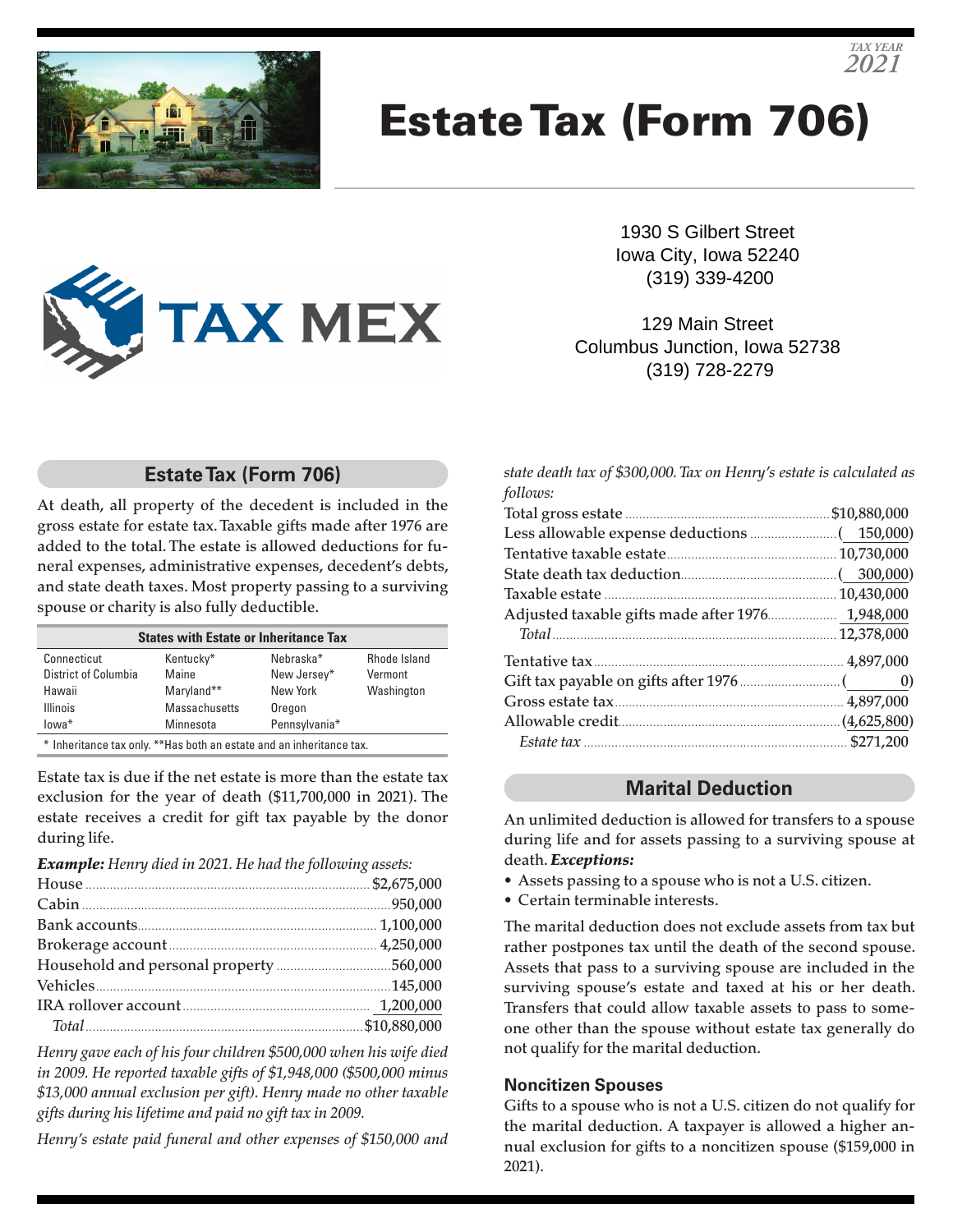TAX YEAR
2021

# Estate Tax (Form 706)

1930 S Gilbert Street
Iowa City, Iowa 52240
(319) 339-4200

129 Main Street
Columbus Junction, Iowa 52738
(319) 728-2279

## Estate Tax (Form 706)

At death, all property of the decedent is included in the gross estate for estate tax. Taxable gifts made after 1976 are added to the total. The estate is allowed deductions for funeral expenses, administrative expenses, decedent's debts, and state death taxes. Most property passing to a surviving spouse or charity is also fully deductible.

| States with Estate or Inheritance Tax | | | |
|---|---|---|---|
| Connecticut | Kentucky* | Nebraska* | Rhode Island |
| District of Columbia | Maine | New Jersey* | Vermont |
| Hawaii | Maryland** | New York | Washington |
| Illinois | Massachusetts | Oregon | |
| Iowa* | Minnesota | Pennsylvania* | |

\* Inheritance tax only. **Has both an estate and an inheritance tax.

Estate tax is due if the net estate is more than the estate tax exclusion for the year of death ($11,700,000 in 2021). The estate receives a credit for gift tax payable by the donor during life.

***Example:*** *Henry died in 2021. He had the following assets:*

| | |
|---|---|
| House | $2,675,000 |
| Cabin | 950,000 |
| Bank accounts | 1,100,000 |
| Brokerage account | 4,250,000 |
| Household and personal property | 560,000 |
| Vehicles | 145,000 |
| IRA rollover account | 1,200,000 |
| *Total* | $10,880,000 |

*Henry gave each of his four children $500,000 when his wife died in 2009. He reported taxable gifts of $1,948,000 ($500,000 minus $13,000 annual exclusion per gift). Henry made no other taxable gifts during his lifetime and paid no gift tax in 2009.*

*Henry's estate paid funeral and other expenses of $150,000 and state death tax of $300,000. Tax on Henry's estate is calculated as follows:*

| | |
|---|---|
| Total gross estate | $10,880,000 |
| Less allowable expense deductions | (150,000) |
| Tentative taxable estate | 10,730,000 |
| State death tax deduction | (300,000) |
| Taxable estate | 10,430,000 |
| Adjusted taxable gifts made after 1976 | 1,948,000 |
| *Total* | 12,378,000 |
| Tentative tax | 4,897,000 |
| Gift tax payable on gifts after 1976 | ( 0) |
| Gross estate tax | 4,897,000 |
| Allowable credit | (4,625,800) |
| *Estate tax* | $271,200 |

## Marital Deduction

An unlimited deduction is allowed for transfers to a spouse during life and for assets passing to a surviving spouse at death. ***Exceptions:***

- Assets passing to a spouse who is not a U.S. citizen.
- Certain terminable interests.

The marital deduction does not exclude assets from tax but rather postpones tax until the death of the second spouse. Assets that pass to a surviving spouse are included in the surviving spouse's estate and taxed at his or her death. Transfers that could allow taxable assets to pass to someone other than the spouse without estate tax generally do not qualify for the marital deduction.

### Noncitizen Spouses

Gifts to a spouse who is not a U.S. citizen do not qualify for the marital deduction. A taxpayer is allowed a higher annual exclusion for gifts to a noncitizen spouse ($159,000 in 2021).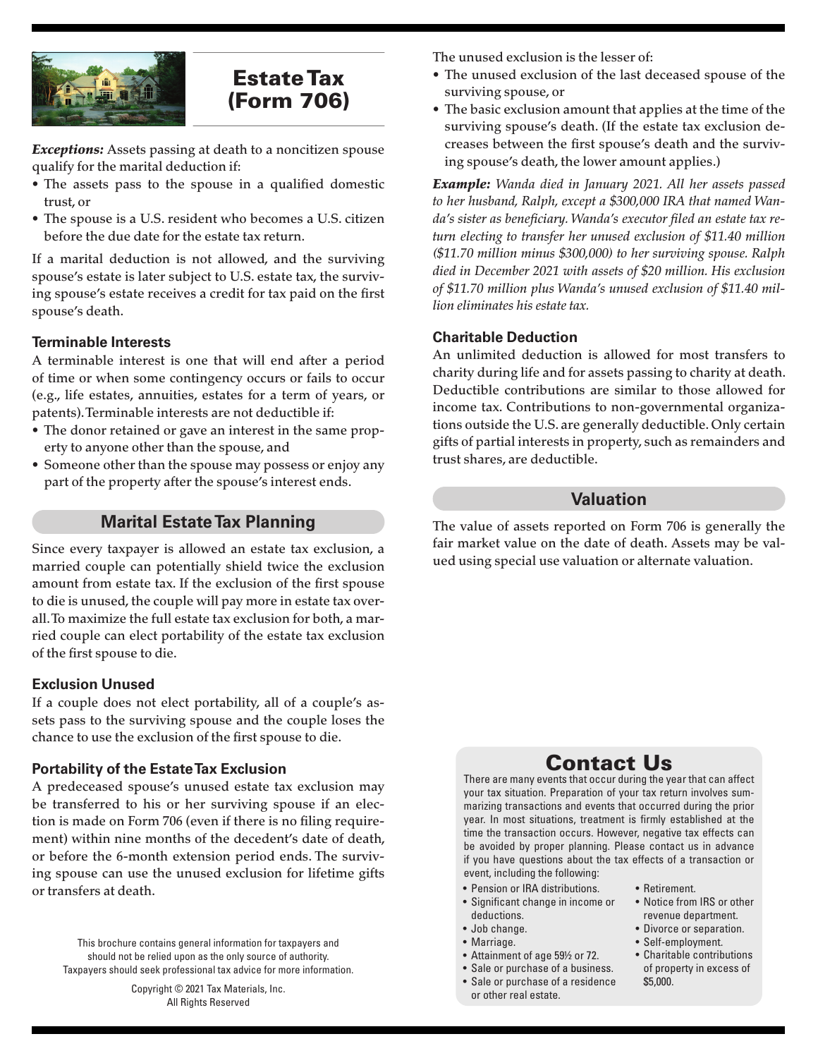# Estate Tax (Form 706)

***Exceptions:*** Assets passing at death to a noncitizen spouse qualify for the marital deduction if:

- The assets pass to the spouse in a qualified domestic trust, or
- The spouse is a U.S. resident who becomes a U.S. citizen before the due date for the estate tax return.

If a marital deduction is not allowed, and the surviving spouse's estate is later subject to U.S. estate tax, the surviving spouse's estate receives a credit for tax paid on the first spouse's death.

### Terminable Interests

A terminable interest is one that will end after a period of time or when some contingency occurs or fails to occur (e.g., life estates, annuities, estates for a term of years, or patents). Terminable interests are not deductible if:

- The donor retained or gave an interest in the same property to anyone other than the spouse, and
- Someone other than the spouse may possess or enjoy any part of the property after the spouse's interest ends.

## Marital Estate Tax Planning

Since every taxpayer is allowed an estate tax exclusion, a married couple can potentially shield twice the exclusion amount from estate tax. If the exclusion of the first spouse to die is unused, the couple will pay more in estate tax overall. To maximize the full estate tax exclusion for both, a married couple can elect portability of the estate tax exclusion of the first spouse to die.

### Exclusion Unused

If a couple does not elect portability, all of a couple's assets pass to the surviving spouse and the couple loses the chance to use the exclusion of the first spouse to die.

### Portability of the Estate Tax Exclusion

A predeceased spouse's unused estate tax exclusion may be transferred to his or her surviving spouse if an election is made on Form 706 (even if there is no filing requirement) within nine months of the decedent's date of death, or before the 6-month extension period ends. The surviving spouse can use the unused exclusion for lifetime gifts or transfers at death.

The unused exclusion is the lesser of:

- The unused exclusion of the last deceased spouse of the surviving spouse, or
- The basic exclusion amount that applies at the time of the surviving spouse's death. (If the estate tax exclusion decreases between the first spouse's death and the surviving spouse's death, the lower amount applies.)

***Example:*** *Wanda died in January 2021. All her assets passed to her husband, Ralph, except a $300,000 IRA that named Wanda's sister as beneficiary. Wanda's executor filed an estate tax return electing to transfer her unused exclusion of $11.40 million ($11.70 million minus $300,000) to her surviving spouse. Ralph died in December 2021 with assets of $20 million. His exclusion of $11.70 million plus Wanda's unused exclusion of $11.40 million eliminates his estate tax.*

### Charitable Deduction

An unlimited deduction is allowed for most transfers to charity during life and for assets passing to charity at death. Deductible contributions are similar to those allowed for income tax. Contributions to non-governmental organizations outside the U.S. are generally deductible. Only certain gifts of partial interests in property, such as remainders and trust shares, are deductible.

## Valuation

The value of assets reported on Form 706 is generally the fair market value on the date of death. Assets may be valued using special use valuation or alternate valuation.

## Contact Us

There are many events that occur during the year that can affect your tax situation. Preparation of your tax return involves summarizing transactions and events that occurred during the prior year. In most situations, treatment is firmly established at the time the transaction occurs. However, negative tax effects can be avoided by proper planning. Please contact us in advance if you have questions about the tax effects of a transaction or event, including the following:

- Pension or IRA distributions.
- Significant change in income or deductions.
- Job change.
- Marriage.
- Attainment of age 59½ or 72.
- Sale or purchase of a business.
- Sale or purchase of a residence or other real estate.
- Retirement.
- Notice from IRS or other revenue department.
- Divorce or separation.
- Self-employment.
- Charitable contributions of property in excess of $5,000.

This brochure contains general information for taxpayers and should not be relied upon as the only source of authority. Taxpayers should seek professional tax advice for more information.

Copyright © 2021 Tax Materials, Inc.
All Rights Reserved